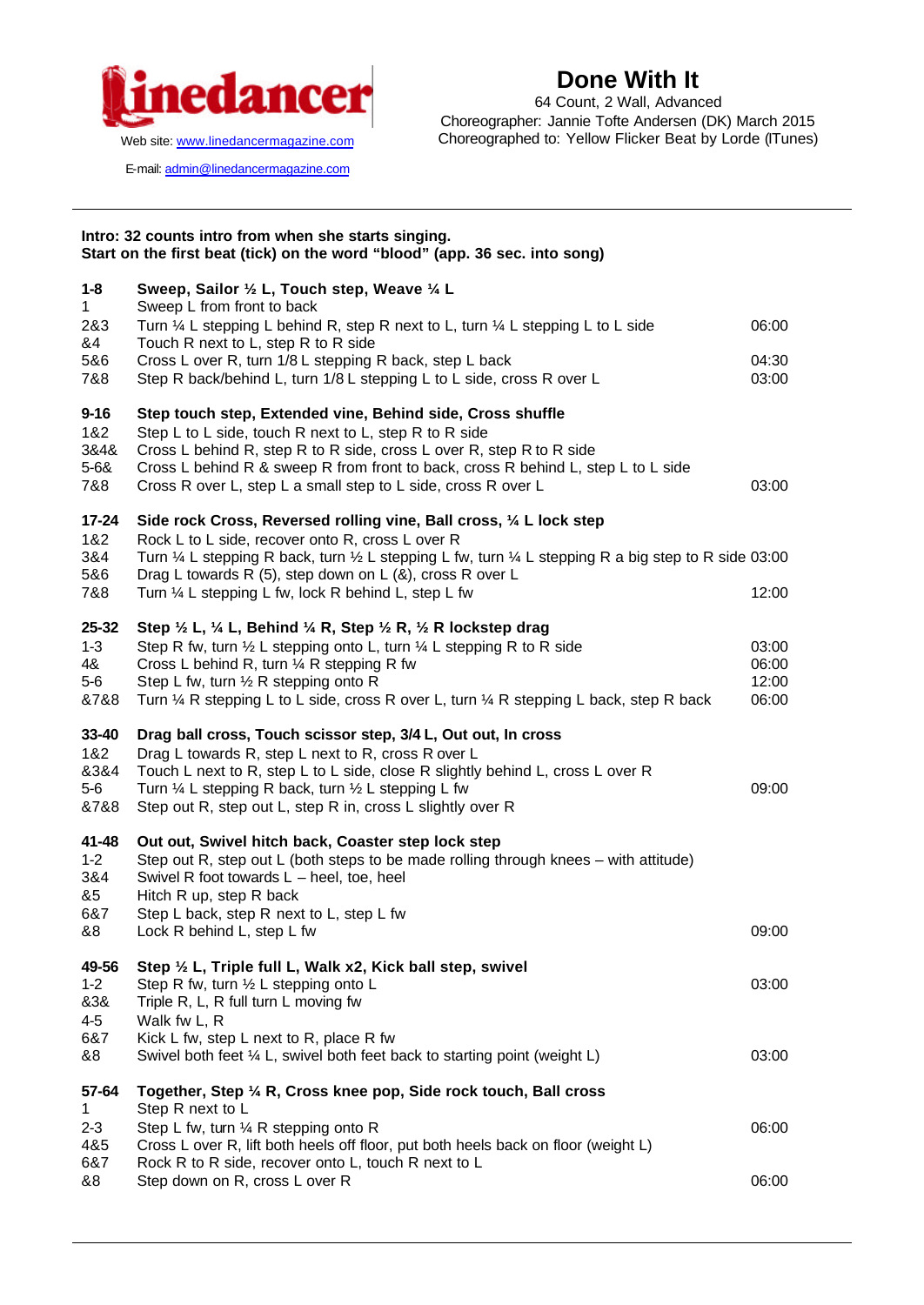**linedancer**

Web site: www.linedancermagazine.com

E-mail: admin@linedancermagazine.com

# Done With It

64 Count, 2 Wall, Advanced
Choreographer: Jannie Tofte Andersen (DK) March 2015
Choreographed to: Yellow Flicker Beat by Lorde (ITunes)

---

**Intro: 32 counts intro from when she starts singing.**
**Start on the first beat (tick) on the word "blood" (app. 36 sec. into song)**

| | | |
|---|---|---|
| **1-8** | **Sweep, Sailor ½ L, Touch step, Weave ¼ L** | |
| 1 | Sweep L from front to back | |
| 2&3 | Turn ¼ L stepping L behind R, step R next to L, turn ¼ L stepping L to L side | 06:00 |
| &4 | Touch R next to L, step R to R side | |
| 5&6 | Cross L over R, turn 1/8 L stepping R back, step L back | 04:30 |
| 7&8 | Step R back/behind L, turn 1/8 L stepping L to L side, cross R over L | 03:00 |
| **9-16** | **Step touch step, Extended vine, Behind side, Cross shuffle** | |
| 1&2 | Step L to L side, touch R next to L, step R to R side | |
| 3&4& | Cross L behind R, step R to R side, cross L over R, step R to R side | |
| 5-6& | Cross L behind R & sweep R from front to back, cross R behind L, step L to L side | |
| 7&8 | Cross R over L, step L a small step to L side, cross R over L | 03:00 |
| **17-24** | **Side rock Cross, Reversed rolling vine, Ball cross, ¼ L lock step** | |
| 1&2 | Rock L to L side, recover onto R, cross L over R | |
| 3&4 | Turn ¼ L stepping R back, turn ½ L stepping L fw, turn ¼ L stepping R a big step to R side | 03:00 |
| 5&6 | Drag L towards R (5), step down on L (&), cross R over L | |
| 7&8 | Turn ¼ L stepping L fw, lock R behind L, step L fw | 12:00 |
| **25-32** | **Step ½ L, ¼ L, Behind ¼ R, Step ½ R, ½ R lockstep drag** | |
| 1-3 | Step R fw, turn ½ L stepping onto L, turn ¼ L stepping R to R side | 03:00 |
| 4& | Cross L behind R, turn ¼ R stepping R fw | 06:00 |
| 5-6 | Step L fw, turn ½ R stepping onto R | 12:00 |
| &7&8 | Turn ¼ R stepping L to L side, cross R over L, turn ¼ R stepping L back, step R back | 06:00 |
| **33-40** | **Drag ball cross, Touch scissor step, 3/4 L, Out out, In cross** | |
| 1&2 | Drag L towards R, step L next to R, cross R over L | |
| &3&4 | Touch L next to R, step L to L side, close R slightly behind L, cross L over R | |
| 5-6 | Turn ¼ L stepping R back, turn ½ L stepping L fw | 09:00 |
| &7&8 | Step out R, step out L, step R in, cross L slightly over R | |
| **41-48** | **Out out, Swivel hitch back, Coaster step lock step** | |
| 1-2 | Step out R, step out L (both steps to be made rolling through knees – with attitude) | |
| 3&4 | Swivel R foot towards L – heel, toe, heel | |
| &5 | Hitch R up, step R back | |
| 6&7 | Step L back, step R next to L, step L fw | |
| &8 | Lock R behind L, step L fw | 09:00 |
| **49-56** | **Step ½ L, Triple full L, Walk x2, Kick ball step, swivel** | |
| 1-2 | Step R fw, turn ½ L stepping onto L | 03:00 |
| &3& | Triple R, L, R full turn L moving fw | |
| 4-5 | Walk fw L, R | |
| 6&7 | Kick L fw, step L next to R, place R fw | |
| &8 | Swivel both feet ¼ L, swivel both feet back to starting point (weight L) | 03:00 |
| **57-64** | **Together, Step ¼ R, Cross knee pop, Side rock touch, Ball cross** | |
| 1 | Step R next to L | |
| 2-3 | Step L fw, turn ¼ R stepping onto R | 06:00 |
| 4&5 | Cross L over R, lift both heels off floor, put both heels back on floor (weight L) | |
| 6&7 | Rock R to R side, recover onto L, touch R next to L | |
| &8 | Step down on R, cross L over R | 06:00 |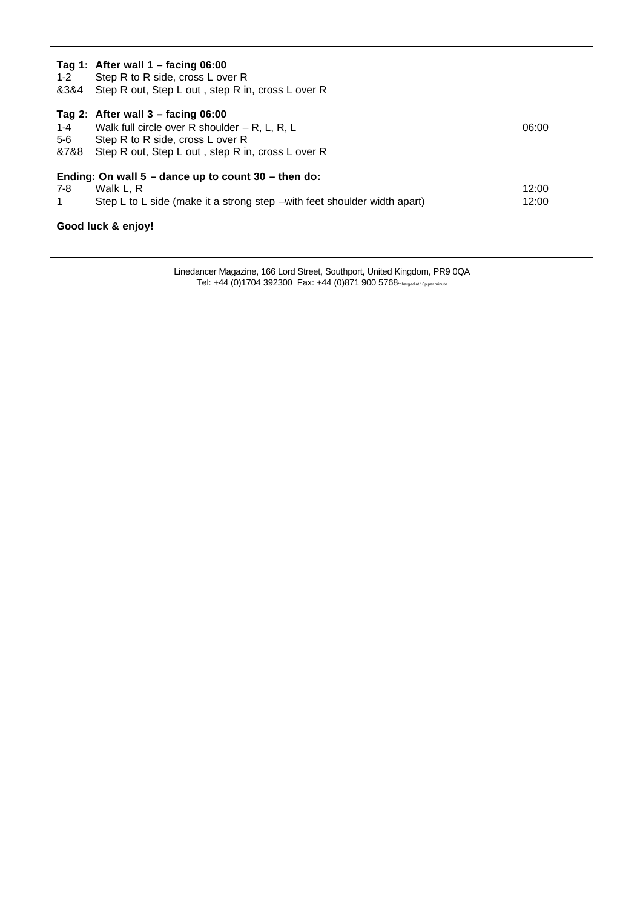**Tag 1: After wall 1 – facing 06:00**

| | | |
|---|---|---|
| 1-2 | Step R to R side, cross L over R | |
| &3&4 | Step R out, Step L out , step R in, cross L over R | |

**Tag 2: After wall 3 – facing 06:00**

| | | |
|---|---|---|
| 1-4 | Walk full circle over R shoulder – R, L, R, L | 06:00 |
| 5-6 | Step R to R side, cross L over R | |
| &7&8 | Step R out, Step L out , step R in, cross L over R | |

**Ending: On wall 5 – dance up to count 30 – then do:**

| | | |
|---|---|---|
| 7-8 | Walk L, R | 12:00 |
| 1 | Step L to L side (make it a strong step –with feet shoulder width apart) | 12:00 |

**Good luck & enjoy!**

Linedancer Magazine, 166 Lord Street, Southport, United Kingdom, PR9 0QA
Tel: +44 (0)1704 392300 Fax: +44 (0)871 900 5768*charged at 10p per minute